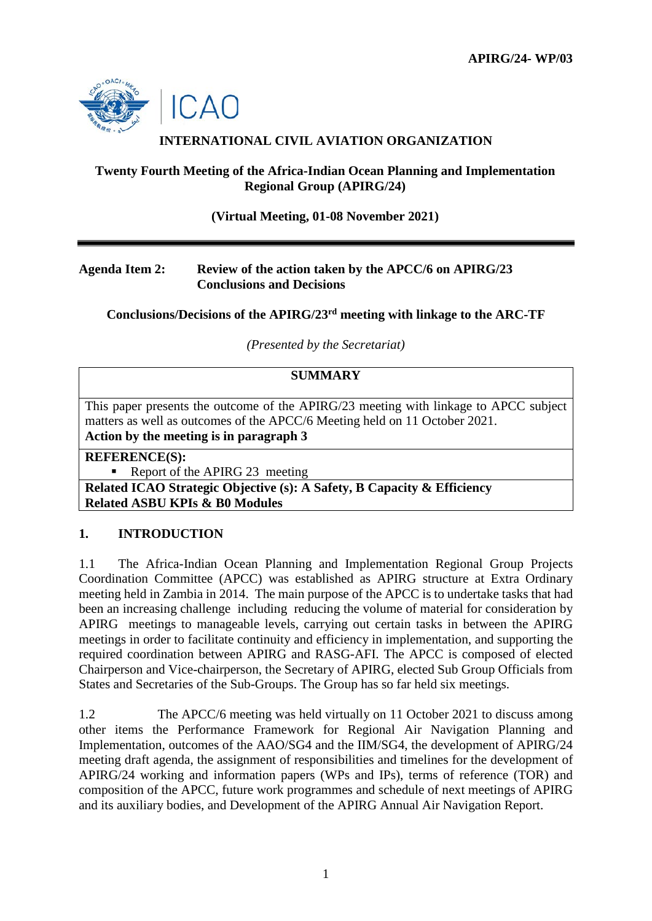**APIRG/24- WP/03**

## INTERNATIONAL CIVIL AVIATION ORGANIZATION

### Twenty Fourth Meeting of the Africa-Indian Ocean Planning and Implementation Regional Group (APIRG/24)

**(Virtual Meeting, 01-08 November 2021)**

---

**Agenda Item 2: Review of the action taken by the APCC/6 on APIRG/23 Conclusions and Decisions**

**Conclusions/Decisions of the APIRG/23rd meeting with linkage to the ARC-TF**

*(Presented by the Secretariat)*

| **SUMMARY** |
|---|
| This paper presents the outcome of the APIRG/23 meeting with linkage to APCC subject matters as well as outcomes of the APCC/6 Meeting held on 11 October 2021.<br>**Action by the meeting is in paragraph 3** |
| **REFERENCE(S):**<br>▪ Report of the APIRG 23 meeting |
| **Related ICAO Strategic Objective (s): A Safety, B Capacity & Efficiency**<br>**Related ASBU KPIs & B0 Modules** |

## 1. INTRODUCTION

1.1 The Africa-Indian Ocean Planning and Implementation Regional Group Projects Coordination Committee (APCC) was established as APIRG structure at Extra Ordinary meeting held in Zambia in 2014. The main purpose of the APCC is to undertake tasks that had been an increasing challenge including reducing the volume of material for consideration by APIRG meetings to manageable levels, carrying out certain tasks in between the APIRG meetings in order to facilitate continuity and efficiency in implementation, and supporting the required coordination between APIRG and RASG-AFI. The APCC is composed of elected Chairperson and Vice-chairperson, the Secretary of APIRG, elected Sub Group Officials from States and Secretaries of the Sub-Groups. The Group has so far held six meetings.

1.2 The APCC/6 meeting was held virtually on 11 October 2021 to discuss among other items the Performance Framework for Regional Air Navigation Planning and Implementation, outcomes of the AAO/SG4 and the IIM/SG4, the development of APIRG/24 meeting draft agenda, the assignment of responsibilities and timelines for the development of APIRG/24 working and information papers (WPs and IPs), terms of reference (TOR) and composition of the APCC, future work programmes and schedule of next meetings of APIRG and its auxiliary bodies, and Development of the APIRG Annual Air Navigation Report.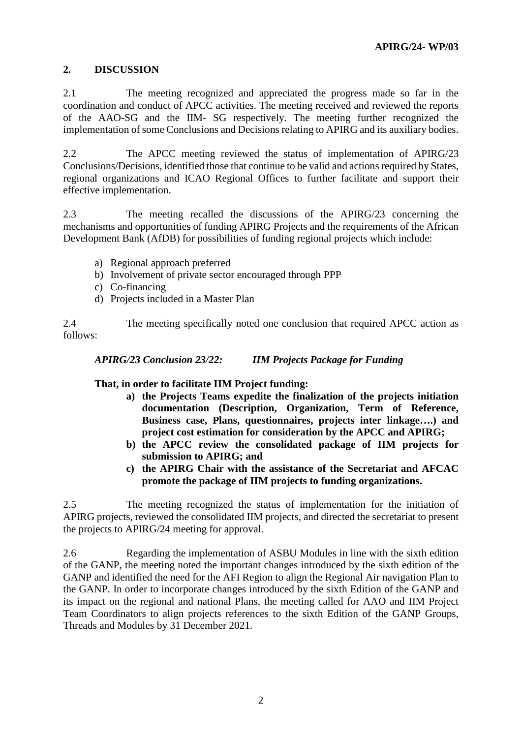## 2. DISCUSSION

2.1 The meeting recognized and appreciated the progress made so far in the coordination and conduct of APCC activities. The meeting received and reviewed the reports of the AAO-SG and the IIM- SG respectively. The meeting further recognized the implementation of some Conclusions and Decisions relating to APIRG and its auxiliary bodies.

2.2 The APCC meeting reviewed the status of implementation of APIRG/23 Conclusions/Decisions, identified those that continue to be valid and actions required by States, regional organizations and ICAO Regional Offices to further facilitate and support their effective implementation.

2.3 The meeting recalled the discussions of the APIRG/23 concerning the mechanisms and opportunities of funding APIRG Projects and the requirements of the African Development Bank (AfDB) for possibilities of funding regional projects which include:

a) Regional approach preferred
b) Involvement of private sector encouraged through PPP
c) Co-financing
d) Projects included in a Master Plan

2.4 The meeting specifically noted one conclusion that required APCC action as follows:

***APIRG/23 Conclusion 23/22: IIM Projects Package for Funding***

**That, in order to facilitate IIM Project funding:**

**a) the Projects Teams expedite the finalization of the projects initiation documentation (Description, Organization, Term of Reference, Business case, Plans, questionnaires, projects inter linkage….) and project cost estimation for consideration by the APCC and APIRG;**

**b) the APCC review the consolidated package of IIM projects for submission to APIRG; and**

**c) the APIRG Chair with the assistance of the Secretariat and AFCAC promote the package of IIM projects to funding organizations.**

2.5 The meeting recognized the status of implementation for the initiation of APIRG projects, reviewed the consolidated IIM projects, and directed the secretariat to present the projects to APIRG/24 meeting for approval.

2.6 Regarding the implementation of ASBU Modules in line with the sixth edition of the GANP, the meeting noted the important changes introduced by the sixth edition of the GANP and identified the need for the AFI Region to align the Regional Air navigation Plan to the GANP. In order to incorporate changes introduced by the sixth Edition of the GANP and its impact on the regional and national Plans, the meeting called for AAO and IIM Project Team Coordinators to align projects references to the sixth Edition of the GANP Groups, Threads and Modules by 31 December 2021.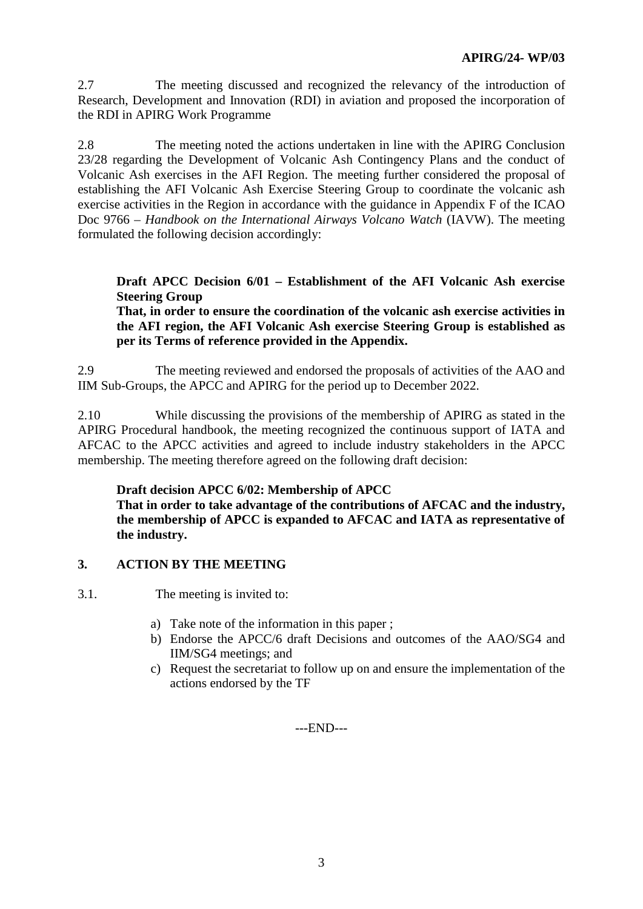2.7 The meeting discussed and recognized the relevancy of the introduction of Research, Development and Innovation (RDI) in aviation and proposed the incorporation of the RDI in APIRG Work Programme

2.8 The meeting noted the actions undertaken in line with the APIRG Conclusion 23/28 regarding the Development of Volcanic Ash Contingency Plans and the conduct of Volcanic Ash exercises in the AFI Region. The meeting further considered the proposal of establishing the AFI Volcanic Ash Exercise Steering Group to coordinate the volcanic ash exercise activities in the Region in accordance with the guidance in Appendix F of the ICAO Doc 9766 – *Handbook on the International Airways Volcano Watch* (IAVW). The meeting formulated the following decision accordingly:

> **Draft APCC Decision 6/01 – Establishment of the AFI Volcanic Ash exercise Steering Group**
> **That, in order to ensure the coordination of the volcanic ash exercise activities in the AFI region, the AFI Volcanic Ash exercise Steering Group is established as per its Terms of reference provided in the Appendix.**

2.9 The meeting reviewed and endorsed the proposals of activities of the AAO and IIM Sub-Groups, the APCC and APIRG for the period up to December 2022.

2.10 While discussing the provisions of the membership of APIRG as stated in the APIRG Procedural handbook, the meeting recognized the continuous support of IATA and AFCAC to the APCC activities and agreed to include industry stakeholders in the APCC membership. The meeting therefore agreed on the following draft decision:

> **Draft decision APCC 6/02: Membership of APCC**
> **That in order to take advantage of the contributions of AFCAC and the industry, the membership of APCC is expanded to AFCAC and IATA as representative of the industry.**

## 3. ACTION BY THE MEETING

3.1. The meeting is invited to:

a) Take note of the information in this paper ;
b) Endorse the APCC/6 draft Decisions and outcomes of the AAO/SG4 and IIM/SG4 meetings; and
c) Request the secretariat to follow up on and ensure the implementation of the actions endorsed by the TF

---END---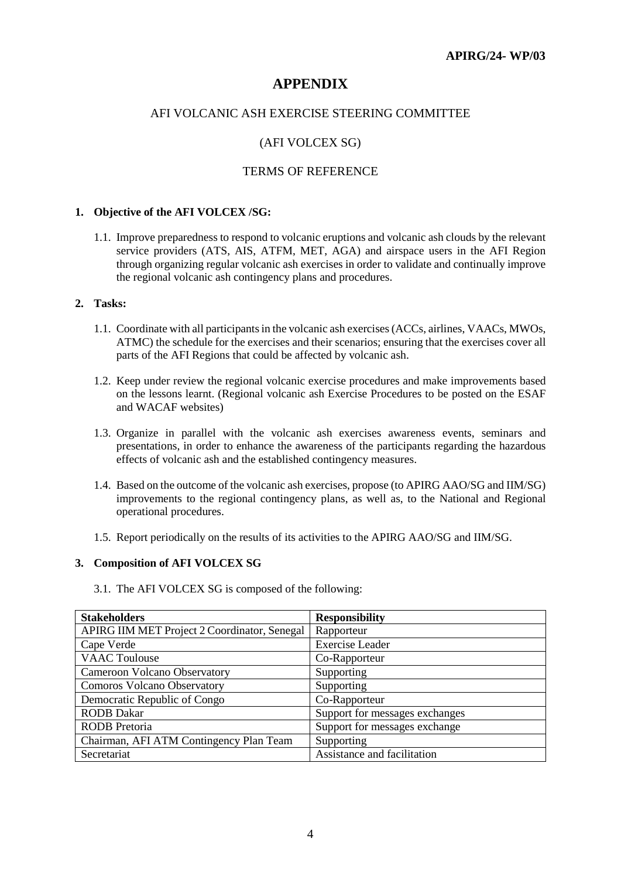# APPENDIX

## AFI VOLCANIC ASH EXERCISE STEERING COMMITTEE

## (AFI VOLCEX SG)

## TERMS OF REFERENCE

**1. Objective of the AFI VOLCEX /SG:**

1.1. Improve preparedness to respond to volcanic eruptions and volcanic ash clouds by the relevant service providers (ATS, AIS, ATFM, MET, AGA) and airspace users in the AFI Region through organizing regular volcanic ash exercises in order to validate and continually improve the regional volcanic ash contingency plans and procedures.

**2. Tasks:**

1.1. Coordinate with all participants in the volcanic ash exercises (ACCs, airlines, VAACs, MWOs, ATMC) the schedule for the exercises and their scenarios; ensuring that the exercises cover all parts of the AFI Regions that could be affected by volcanic ash.

1.2. Keep under review the regional volcanic exercise procedures and make improvements based on the lessons learnt. (Regional volcanic ash Exercise Procedures to be posted on the ESAF and WACAF websites)

1.3. Organize in parallel with the volcanic ash exercises awareness events, seminars and presentations, in order to enhance the awareness of the participants regarding the hazardous effects of volcanic ash and the established contingency measures.

1.4. Based on the outcome of the volcanic ash exercises, propose (to APIRG AAO/SG and IIM/SG) improvements to the regional contingency plans, as well as, to the National and Regional operational procedures.

1.5. Report periodically on the results of its activities to the APIRG AAO/SG and IIM/SG.

**3. Composition of AFI VOLCEX SG**

3.1. The AFI VOLCEX SG is composed of the following:

| Stakeholders | Responsibility |
|---|---|
| APIRG IIM MET Project 2 Coordinator, Senegal | Rapporteur |
| Cape Verde | Exercise Leader |
| VAAC Toulouse | Co-Rapporteur |
| Cameroon Volcano Observatory | Supporting |
| Comoros Volcano Observatory | Supporting |
| Democratic Republic of Congo | Co-Rapporteur |
| RODB Dakar | Support for messages exchanges |
| RODB Pretoria | Support for messages exchange |
| Chairman, AFI ATM Contingency Plan Team | Supporting |
| Secretariat | Assistance and facilitation |